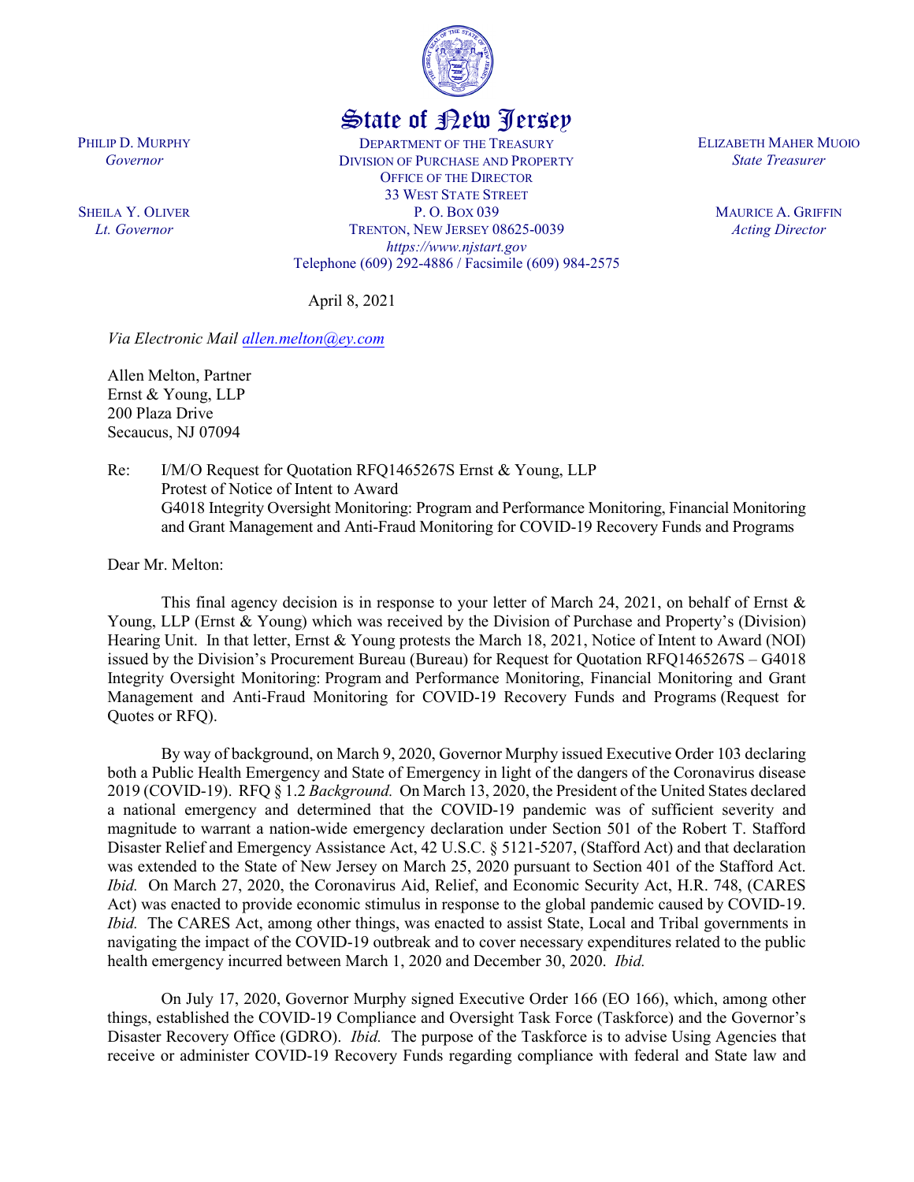# State of New Jersey

PHILIP D. MURPHY
*Governor*

SHEILA Y. OLIVER
*Lt. Governor*

DEPARTMENT OF THE TREASURY
DIVISION OF PURCHASE AND PROPERTY
OFFICE OF THE DIRECTOR
33 WEST STATE STREET
P. O. BOX 039
TRENTON, NEW JERSEY 08625-0039
*https://www.njstart.gov*
Telephone (609) 292-4886 / Facsimile (609) 984-2575

ELIZABETH MAHER MUOIO
*State Treasurer*

MAURICE A. GRIFFIN
*Acting Director*

April 8, 2021

*Via Electronic Mail allen.melton@ey.com*

Allen Melton, Partner
Ernst & Young, LLP
200 Plaza Drive
Secaucus, NJ 07094

Re: I/M/O Request for Quotation RFQ1465267S Ernst & Young, LLP
Protest of Notice of Intent to Award
G4018 Integrity Oversight Monitoring: Program and Performance Monitoring, Financial Monitoring and Grant Management and Anti-Fraud Monitoring for COVID-19 Recovery Funds and Programs

Dear Mr. Melton:

This final agency decision is in response to your letter of March 24, 2021, on behalf of Ernst & Young, LLP (Ernst & Young) which was received by the Division of Purchase and Property's (Division) Hearing Unit. In that letter, Ernst & Young protests the March 18, 2021, Notice of Intent to Award (NOI) issued by the Division's Procurement Bureau (Bureau) for Request for Quotation RFQ1465267S – G4018 Integrity Oversight Monitoring: Program and Performance Monitoring, Financial Monitoring and Grant Management and Anti-Fraud Monitoring for COVID-19 Recovery Funds and Programs (Request for Quotes or RFQ).

By way of background, on March 9, 2020, Governor Murphy issued Executive Order 103 declaring both a Public Health Emergency and State of Emergency in light of the dangers of the Coronavirus disease 2019 (COVID-19). RFQ § 1.2 *Background.* On March 13, 2020, the President of the United States declared a national emergency and determined that the COVID-19 pandemic was of sufficient severity and magnitude to warrant a nation-wide emergency declaration under Section 501 of the Robert T. Stafford Disaster Relief and Emergency Assistance Act, 42 U.S.C. § 5121-5207, (Stafford Act) and that declaration was extended to the State of New Jersey on March 25, 2020 pursuant to Section 401 of the Stafford Act. *Ibid.* On March 27, 2020, the Coronavirus Aid, Relief, and Economic Security Act, H.R. 748, (CARES Act) was enacted to provide economic stimulus in response to the global pandemic caused by COVID-19. *Ibid.* The CARES Act, among other things, was enacted to assist State, Local and Tribal governments in navigating the impact of the COVID-19 outbreak and to cover necessary expenditures related to the public health emergency incurred between March 1, 2020 and December 30, 2020. *Ibid.*

On July 17, 2020, Governor Murphy signed Executive Order 166 (EO 166), which, among other things, established the COVID-19 Compliance and Oversight Task Force (Taskforce) and the Governor's Disaster Recovery Office (GDRO). *Ibid.* The purpose of the Taskforce is to advise Using Agencies that receive or administer COVID-19 Recovery Funds regarding compliance with federal and State law and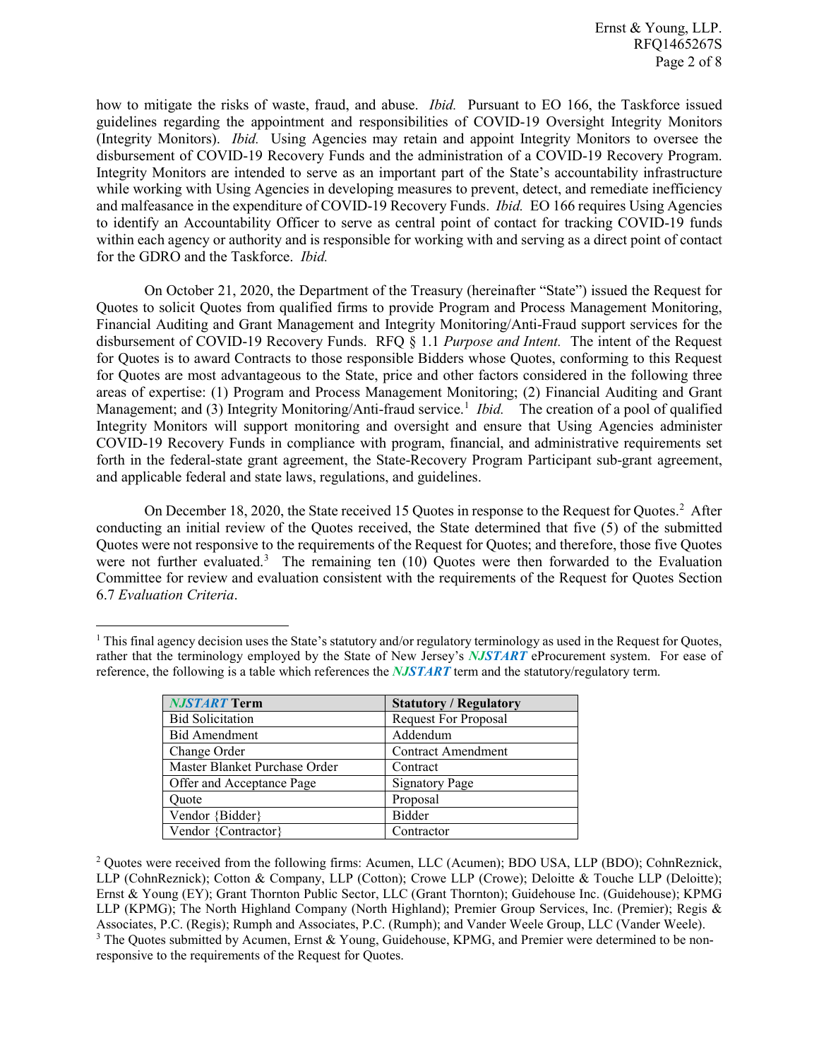how to mitigate the risks of waste, fraud, and abuse. *Ibid.* Pursuant to EO 166, the Taskforce issued guidelines regarding the appointment and responsibilities of COVID-19 Oversight Integrity Monitors (Integrity Monitors). *Ibid.* Using Agencies may retain and appoint Integrity Monitors to oversee the disbursement of COVID-19 Recovery Funds and the administration of a COVID-19 Recovery Program. Integrity Monitors are intended to serve as an important part of the State's accountability infrastructure while working with Using Agencies in developing measures to prevent, detect, and remediate inefficiency and malfeasance in the expenditure of COVID-19 Recovery Funds. *Ibid.* EO 166 requires Using Agencies to identify an Accountability Officer to serve as central point of contact for tracking COVID-19 funds within each agency or authority and is responsible for working with and serving as a direct point of contact for the GDRO and the Taskforce. *Ibid.*

On October 21, 2020, the Department of the Treasury (hereinafter "State") issued the Request for Quotes to solicit Quotes from qualified firms to provide Program and Process Management Monitoring, Financial Auditing and Grant Management and Integrity Monitoring/Anti-Fraud support services for the disbursement of COVID-19 Recovery Funds. RFQ § 1.1 *Purpose and Intent.* The intent of the Request for Quotes is to award Contracts to those responsible Bidders whose Quotes, conforming to this Request for Quotes are most advantageous to the State, price and other factors considered in the following three areas of expertise: (1) Program and Process Management Monitoring; (2) Financial Auditing and Grant Management; and (3) Integrity Monitoring/Anti-fraud service.[1] *Ibid.* The creation of a pool of qualified Integrity Monitors will support monitoring and oversight and ensure that Using Agencies administer COVID-19 Recovery Funds in compliance with program, financial, and administrative requirements set forth in the federal-state grant agreement, the State-Recovery Program Participant sub-grant agreement, and applicable federal and state laws, regulations, and guidelines.

On December 18, 2020, the State received 15 Quotes in response to the Request for Quotes.[2] After conducting an initial review of the Quotes received, the State determined that five (5) of the submitted Quotes were not responsive to the requirements of the Request for Quotes; and therefore, those five Quotes were not further evaluated.[3] The remaining ten (10) Quotes were then forwarded to the Evaluation Committee for review and evaluation consistent with the requirements of the Request for Quotes Section 6.7 *Evaluation Criteria*.

---

[1] This final agency decision uses the State's statutory and/or regulatory terminology as used in the Request for Quotes, rather that the terminology employed by the State of New Jersey's ***NJSTART*** eProcurement system. For ease of reference, the following is a table which references the ***NJSTART*** term and the statutory/regulatory term.

| ***NJSTART*** Term | Statutory / Regulatory |
|---|---|
| Bid Solicitation | Request For Proposal |
| Bid Amendment | Addendum |
| Change Order | Contract Amendment |
| Master Blanket Purchase Order | Contract |
| Offer and Acceptance Page | Signatory Page |
| Quote | Proposal |
| Vendor {Bidder} | Bidder |
| Vendor {Contractor} | Contractor |

[2] Quotes were received from the following firms: Acumen, LLC (Acumen); BDO USA, LLP (BDO); CohnReznick, LLP (CohnReznick); Cotton & Company, LLP (Cotton); Crowe LLP (Crowe); Deloitte & Touche LLP (Deloitte); Ernst & Young (EY); Grant Thornton Public Sector, LLC (Grant Thornton); Guidehouse Inc. (Guidehouse); KPMG LLP (KPMG); The North Highland Company (North Highland); Premier Group Services, Inc. (Premier); Regis & Associates, P.C. (Regis); Rumph and Associates, P.C. (Rumph); and Vander Weele Group, LLC (Vander Weele).

[3] The Quotes submitted by Acumen, Ernst & Young, Guidehouse, KPMG, and Premier were determined to be non-responsive to the requirements of the Request for Quotes.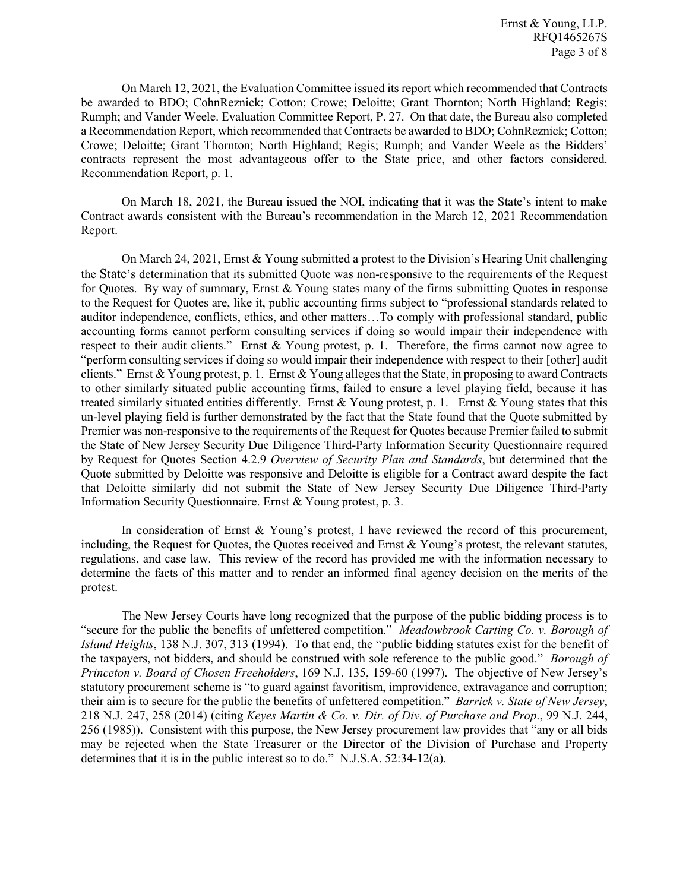On March 12, 2021, the Evaluation Committee issued its report which recommended that Contracts be awarded to BDO; CohnReznick; Cotton; Crowe; Deloitte; Grant Thornton; North Highland; Regis; Rumph; and Vander Weele. Evaluation Committee Report, P. 27. On that date, the Bureau also completed a Recommendation Report, which recommended that Contracts be awarded to BDO; CohnReznick; Cotton; Crowe; Deloitte; Grant Thornton; North Highland; Regis; Rumph; and Vander Weele as the Bidders' contracts represent the most advantageous offer to the State price, and other factors considered. Recommendation Report, p. 1.

On March 18, 2021, the Bureau issued the NOI, indicating that it was the State's intent to make Contract awards consistent with the Bureau's recommendation in the March 12, 2021 Recommendation Report.

On March 24, 2021, Ernst & Young submitted a protest to the Division's Hearing Unit challenging the State's determination that its submitted Quote was non-responsive to the requirements of the Request for Quotes. By way of summary, Ernst & Young states many of the firms submitting Quotes in response to the Request for Quotes are, like it, public accounting firms subject to "professional standards related to auditor independence, conflicts, ethics, and other matters…To comply with professional standard, public accounting forms cannot perform consulting services if doing so would impair their independence with respect to their audit clients." Ernst & Young protest, p. 1. Therefore, the firms cannot now agree to "perform consulting services if doing so would impair their independence with respect to their [other] audit clients." Ernst & Young protest, p. 1. Ernst & Young alleges that the State, in proposing to award Contracts to other similarly situated public accounting firms, failed to ensure a level playing field, because it has treated similarly situated entities differently. Ernst & Young protest, p. 1. Ernst & Young states that this un-level playing field is further demonstrated by the fact that the State found that the Quote submitted by Premier was non-responsive to the requirements of the Request for Quotes because Premier failed to submit the State of New Jersey Security Due Diligence Third-Party Information Security Questionnaire required by Request for Quotes Section 4.2.9 *Overview of Security Plan and Standards*, but determined that the Quote submitted by Deloitte was responsive and Deloitte is eligible for a Contract award despite the fact that Deloitte similarly did not submit the State of New Jersey Security Due Diligence Third-Party Information Security Questionnaire. Ernst & Young protest, p. 3.

In consideration of Ernst & Young's protest, I have reviewed the record of this procurement, including, the Request for Quotes, the Quotes received and Ernst & Young's protest, the relevant statutes, regulations, and case law. This review of the record has provided me with the information necessary to determine the facts of this matter and to render an informed final agency decision on the merits of the protest.

The New Jersey Courts have long recognized that the purpose of the public bidding process is to "secure for the public the benefits of unfettered competition." *Meadowbrook Carting Co. v. Borough of Island Heights*, 138 N.J. 307, 313 (1994). To that end, the "public bidding statutes exist for the benefit of the taxpayers, not bidders, and should be construed with sole reference to the public good." *Borough of Princeton v. Board of Chosen Freeholders*, 169 N.J. 135, 159-60 (1997). The objective of New Jersey's statutory procurement scheme is "to guard against favoritism, improvidence, extravagance and corruption; their aim is to secure for the public the benefits of unfettered competition." *Barrick v. State of New Jersey*, 218 N.J. 247, 258 (2014) (citing *Keyes Martin & Co. v. Dir. of Div. of Purchase and Prop*., 99 N.J. 244, 256 (1985)). Consistent with this purpose, the New Jersey procurement law provides that "any or all bids may be rejected when the State Treasurer or the Director of the Division of Purchase and Property determines that it is in the public interest so to do." N.J.S.A. 52:34-12(a).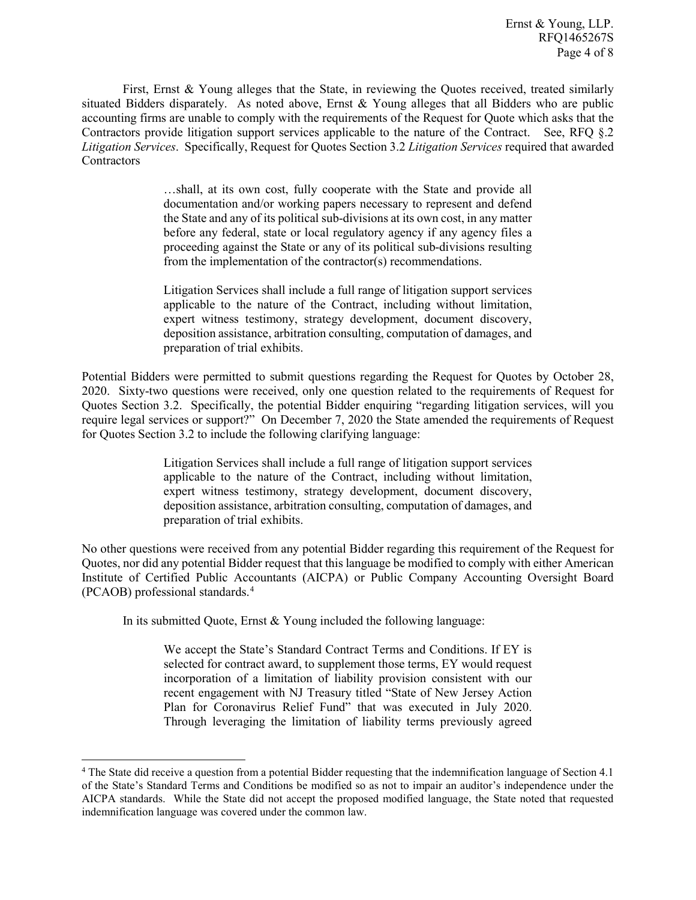First, Ernst & Young alleges that the State, in reviewing the Quotes received, treated similarly situated Bidders disparately. As noted above, Ernst & Young alleges that all Bidders who are public accounting firms are unable to comply with the requirements of the Request for Quote which asks that the Contractors provide litigation support services applicable to the nature of the Contract. See, RFQ §.2 *Litigation Services*. Specifically, Request for Quotes Section 3.2 *Litigation Services* required that awarded Contractors

> …shall, at its own cost, fully cooperate with the State and provide all documentation and/or working papers necessary to represent and defend the State and any of its political sub-divisions at its own cost, in any matter before any federal, state or local regulatory agency if any agency files a proceeding against the State or any of its political sub-divisions resulting from the implementation of the contractor(s) recommendations.
>
> Litigation Services shall include a full range of litigation support services applicable to the nature of the Contract, including without limitation, expert witness testimony, strategy development, document discovery, deposition assistance, arbitration consulting, computation of damages, and preparation of trial exhibits.

Potential Bidders were permitted to submit questions regarding the Request for Quotes by October 28, 2020. Sixty-two questions were received, only one question related to the requirements of Request for Quotes Section 3.2. Specifically, the potential Bidder enquiring "regarding litigation services, will you require legal services or support?" On December 7, 2020 the State amended the requirements of Request for Quotes Section 3.2 to include the following clarifying language:

> Litigation Services shall include a full range of litigation support services applicable to the nature of the Contract, including without limitation, expert witness testimony, strategy development, document discovery, deposition assistance, arbitration consulting, computation of damages, and preparation of trial exhibits.

No other questions were received from any potential Bidder regarding this requirement of the Request for Quotes, nor did any potential Bidder request that this language be modified to comply with either American Institute of Certified Public Accountants (AICPA) or Public Company Accounting Oversight Board (PCAOB) professional standards.[4]

In its submitted Quote, Ernst & Young included the following language:

> We accept the State's Standard Contract Terms and Conditions. If EY is selected for contract award, to supplement those terms, EY would request incorporation of a limitation of liability provision consistent with our recent engagement with NJ Treasury titled "State of New Jersey Action Plan for Coronavirus Relief Fund" that was executed in July 2020. Through leveraging the limitation of liability terms previously agreed

---

[4] The State did receive a question from a potential Bidder requesting that the indemnification language of Section 4.1 of the State's Standard Terms and Conditions be modified so as not to impair an auditor's independence under the AICPA standards. While the State did not accept the proposed modified language, the State noted that requested indemnification language was covered under the common law.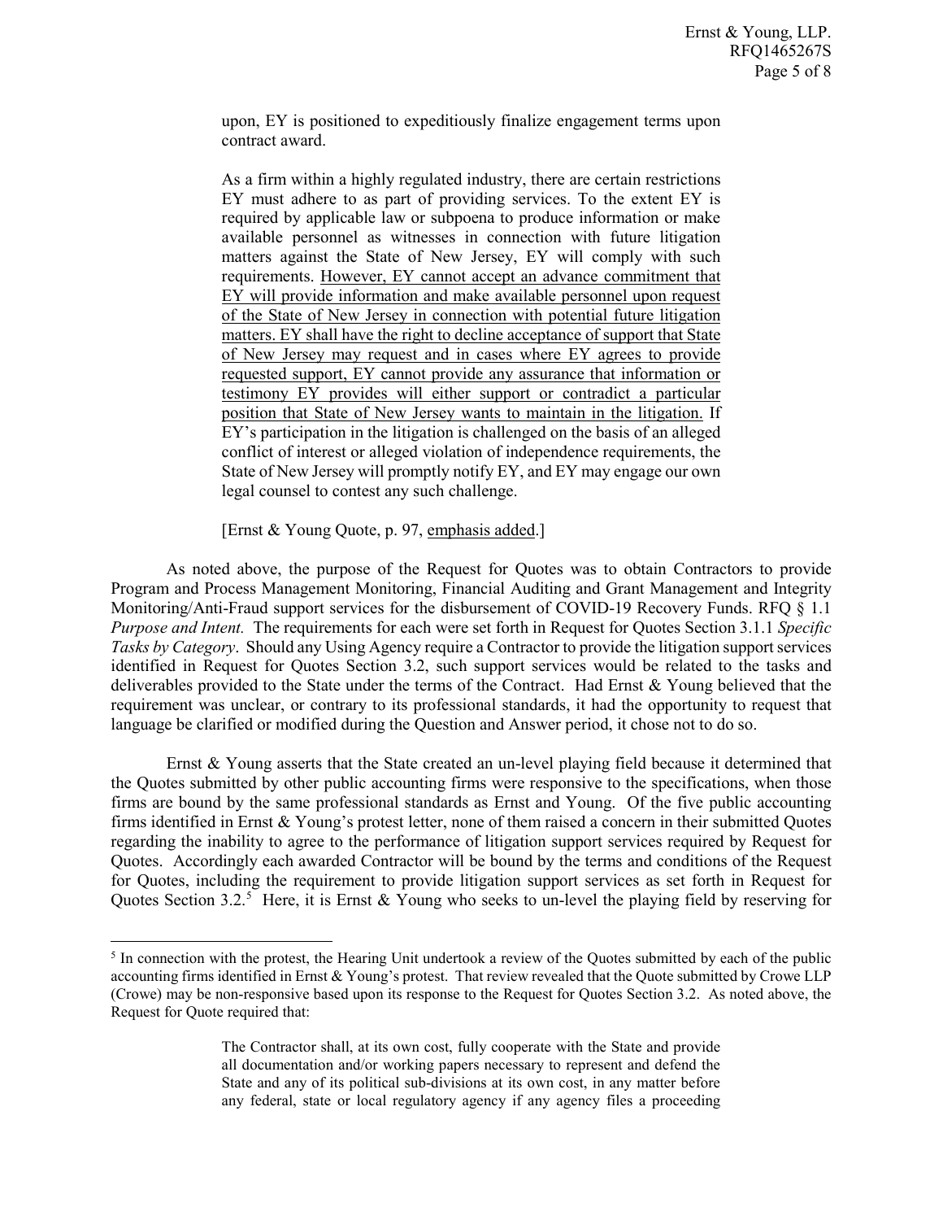> upon, EY is positioned to expeditiously finalize engagement terms upon contract award.
>
> As a firm within a highly regulated industry, there are certain restrictions EY must adhere to as part of providing services. To the extent EY is required by applicable law or subpoena to produce information or make available personnel as witnesses in connection with future litigation matters against the State of New Jersey, EY will comply with such requirements. <u>However, EY cannot accept an advance commitment that EY will provide information and make available personnel upon request of the State of New Jersey in connection with potential future litigation matters. EY shall have the right to decline acceptance of support that State of New Jersey may request and in cases where EY agrees to provide requested support, EY cannot provide any assurance that information or testimony EY provides will either support or contradict a particular position that State of New Jersey wants to maintain in the litigation.</u> If EY's participation in the litigation is challenged on the basis of an alleged conflict of interest or alleged violation of independence requirements, the State of New Jersey will promptly notify EY, and EY may engage our own legal counsel to contest any such challenge.
>
> [Ernst & Young Quote, p. 97, <u>emphasis added</u>.]

As noted above, the purpose of the Request for Quotes was to obtain Contractors to provide Program and Process Management Monitoring, Financial Auditing and Grant Management and Integrity Monitoring/Anti-Fraud support services for the disbursement of COVID-19 Recovery Funds. RFQ § 1.1 *Purpose and Intent.* The requirements for each were set forth in Request for Quotes Section 3.1.1 *Specific Tasks by Category*. Should any Using Agency require a Contractor to provide the litigation support services identified in Request for Quotes Section 3.2, such support services would be related to the tasks and deliverables provided to the State under the terms of the Contract. Had Ernst & Young believed that the requirement was unclear, or contrary to its professional standards, it had the opportunity to request that language be clarified or modified during the Question and Answer period, it chose not to do so.

Ernst & Young asserts that the State created an un-level playing field because it determined that the Quotes submitted by other public accounting firms were responsive to the specifications, when those firms are bound by the same professional standards as Ernst and Young. Of the five public accounting firms identified in Ernst & Young's protest letter, none of them raised a concern in their submitted Quotes regarding the inability to agree to the performance of litigation support services required by Request for Quotes. Accordingly each awarded Contractor will be bound by the terms and conditions of the Request for Quotes, including the requirement to provide litigation support services as set forth in Request for Quotes Section 3.2.[5] Here, it is Ernst & Young who seeks to un-level the playing field by reserving for

---

[5] In connection with the protest, the Hearing Unit undertook a review of the Quotes submitted by each of the public accounting firms identified in Ernst & Young's protest. That review revealed that the Quote submitted by Crowe LLP (Crowe) may be non-responsive based upon its response to the Request for Quotes Section 3.2. As noted above, the Request for Quote required that:

> The Contractor shall, at its own cost, fully cooperate with the State and provide all documentation and/or working papers necessary to represent and defend the State and any of its political sub-divisions at its own cost, in any matter before any federal, state or local regulatory agency if any agency files a proceeding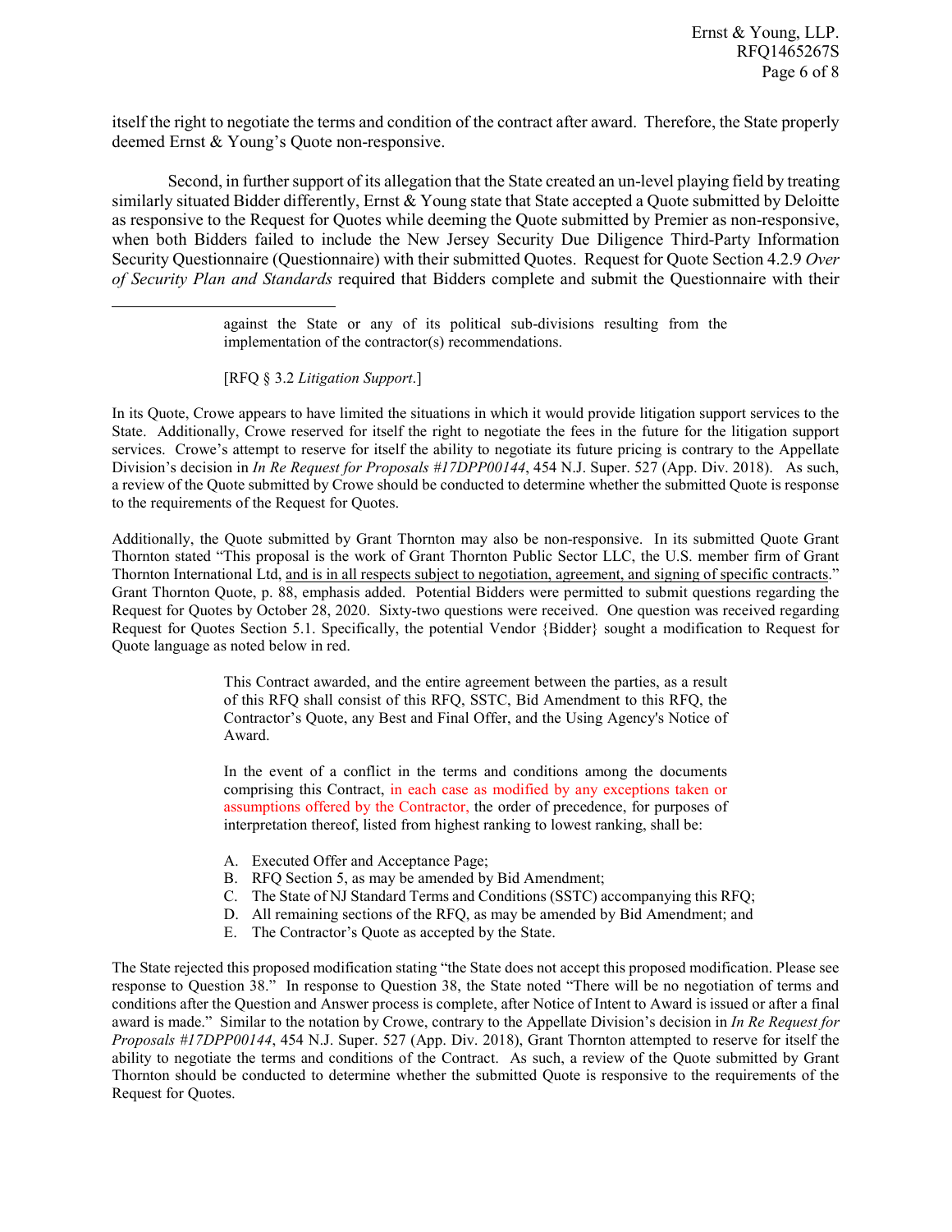itself the right to negotiate the terms and condition of the contract after award. Therefore, the State properly deemed Ernst & Young's Quote non-responsive.

Second, in further support of its allegation that the State created an un-level playing field by treating similarly situated Bidder differently, Ernst & Young state that State accepted a Quote submitted by Deloitte as responsive to the Request for Quotes while deeming the Quote submitted by Premier as non-responsive, when both Bidders failed to include the New Jersey Security Due Diligence Third-Party Information Security Questionnaire (Questionnaire) with their submitted Quotes. Request for Quote Section 4.2.9 *Over of Security Plan and Standards* required that Bidders complete and submit the Questionnaire with their

---

> against the State or any of its political sub-divisions resulting from the implementation of the contractor(s) recommendations.
>
> [RFQ § 3.2 *Litigation Support*.]

In its Quote, Crowe appears to have limited the situations in which it would provide litigation support services to the State. Additionally, Crowe reserved for itself the right to negotiate the fees in the future for the litigation support services. Crowe's attempt to reserve for itself the ability to negotiate its future pricing is contrary to the Appellate Division's decision in *In Re Request for Proposals #17DPP00144*, 454 N.J. Super. 527 (App. Div. 2018). As such, a review of the Quote submitted by Crowe should be conducted to determine whether the submitted Quote is response to the requirements of the Request for Quotes.

Additionally, the Quote submitted by Grant Thornton may also be non-responsive. In its submitted Quote Grant Thornton stated "This proposal is the work of Grant Thornton Public Sector LLC, the U.S. member firm of Grant Thornton International Ltd, <u>and is in all respects subject to negotiation, agreement, and signing of specific contracts</u>." Grant Thornton Quote, p. 88, emphasis added. Potential Bidders were permitted to submit questions regarding the Request for Quotes by October 28, 2020. Sixty-two questions were received. One question was received regarding Request for Quotes Section 5.1. Specifically, the potential Vendor {Bidder} sought a modification to Request for Quote language as noted below in red.

> This Contract awarded, and the entire agreement between the parties, as a result of this RFQ shall consist of this RFQ, SSTC, Bid Amendment to this RFQ, the Contractor's Quote, any Best and Final Offer, and the Using Agency's Notice of Award.
>
> In the event of a conflict in the terms and conditions among the documents comprising this Contract, in each case as modified by any exceptions taken or assumptions offered by the Contractor, the order of precedence, for purposes of interpretation thereof, listed from highest ranking to lowest ranking, shall be:
>
> A. Executed Offer and Acceptance Page;
> B. RFQ Section 5, as may be amended by Bid Amendment;
> C. The State of NJ Standard Terms and Conditions (SSTC) accompanying this RFQ;
> D. All remaining sections of the RFQ, as may be amended by Bid Amendment; and
> E. The Contractor's Quote as accepted by the State.

The State rejected this proposed modification stating "the State does not accept this proposed modification. Please see response to Question 38." In response to Question 38, the State noted "There will be no negotiation of terms and conditions after the Question and Answer process is complete, after Notice of Intent to Award is issued or after a final award is made." Similar to the notation by Crowe, contrary to the Appellate Division's decision in *In Re Request for Proposals #17DPP00144*, 454 N.J. Super. 527 (App. Div. 2018), Grant Thornton attempted to reserve for itself the ability to negotiate the terms and conditions of the Contract. As such, a review of the Quote submitted by Grant Thornton should be conducted to determine whether the submitted Quote is responsive to the requirements of the Request for Quotes.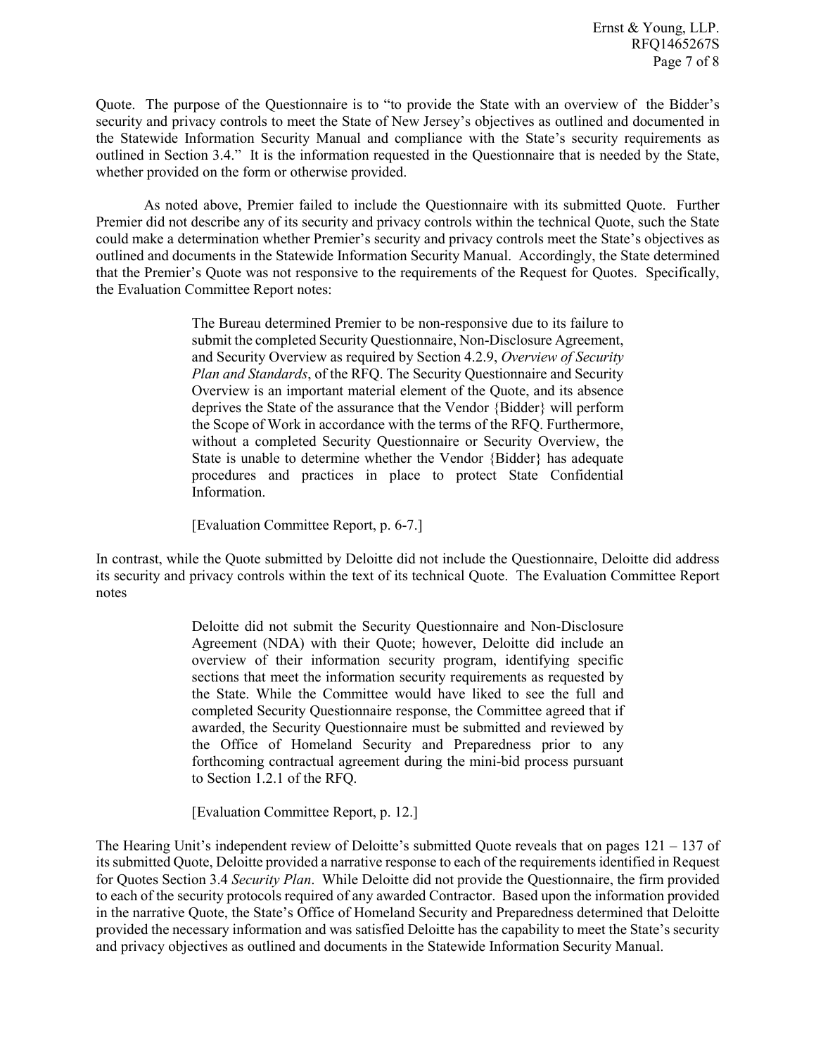Quote. The purpose of the Questionnaire is to "to provide the State with an overview of the Bidder's security and privacy controls to meet the State of New Jersey's objectives as outlined and documented in the Statewide Information Security Manual and compliance with the State's security requirements as outlined in Section 3.4." It is the information requested in the Questionnaire that is needed by the State, whether provided on the form or otherwise provided.

As noted above, Premier failed to include the Questionnaire with its submitted Quote. Further Premier did not describe any of its security and privacy controls within the technical Quote, such the State could make a determination whether Premier's security and privacy controls meet the State's objectives as outlined and documents in the Statewide Information Security Manual. Accordingly, the State determined that the Premier's Quote was not responsive to the requirements of the Request for Quotes. Specifically, the Evaluation Committee Report notes:

> The Bureau determined Premier to be non-responsive due to its failure to submit the completed Security Questionnaire, Non-Disclosure Agreement, and Security Overview as required by Section 4.2.9, *Overview of Security Plan and Standards*, of the RFQ. The Security Questionnaire and Security Overview is an important material element of the Quote, and its absence deprives the State of the assurance that the Vendor {Bidder} will perform the Scope of Work in accordance with the terms of the RFQ. Furthermore, without a completed Security Questionnaire or Security Overview, the State is unable to determine whether the Vendor {Bidder} has adequate procedures and practices in place to protect State Confidential Information.
>
> [Evaluation Committee Report, p. 6-7.]

In contrast, while the Quote submitted by Deloitte did not include the Questionnaire, Deloitte did address its security and privacy controls within the text of its technical Quote. The Evaluation Committee Report notes

> Deloitte did not submit the Security Questionnaire and Non-Disclosure Agreement (NDA) with their Quote; however, Deloitte did include an overview of their information security program, identifying specific sections that meet the information security requirements as requested by the State. While the Committee would have liked to see the full and completed Security Questionnaire response, the Committee agreed that if awarded, the Security Questionnaire must be submitted and reviewed by the Office of Homeland Security and Preparedness prior to any forthcoming contractual agreement during the mini-bid process pursuant to Section 1.2.1 of the RFQ.
>
> [Evaluation Committee Report, p. 12.]

The Hearing Unit's independent review of Deloitte's submitted Quote reveals that on pages 121 – 137 of its submitted Quote, Deloitte provided a narrative response to each of the requirements identified in Request for Quotes Section 3.4 *Security Plan*. While Deloitte did not provide the Questionnaire, the firm provided to each of the security protocols required of any awarded Contractor. Based upon the information provided in the narrative Quote, the State's Office of Homeland Security and Preparedness determined that Deloitte provided the necessary information and was satisfied Deloitte has the capability to meet the State's security and privacy objectives as outlined and documents in the Statewide Information Security Manual.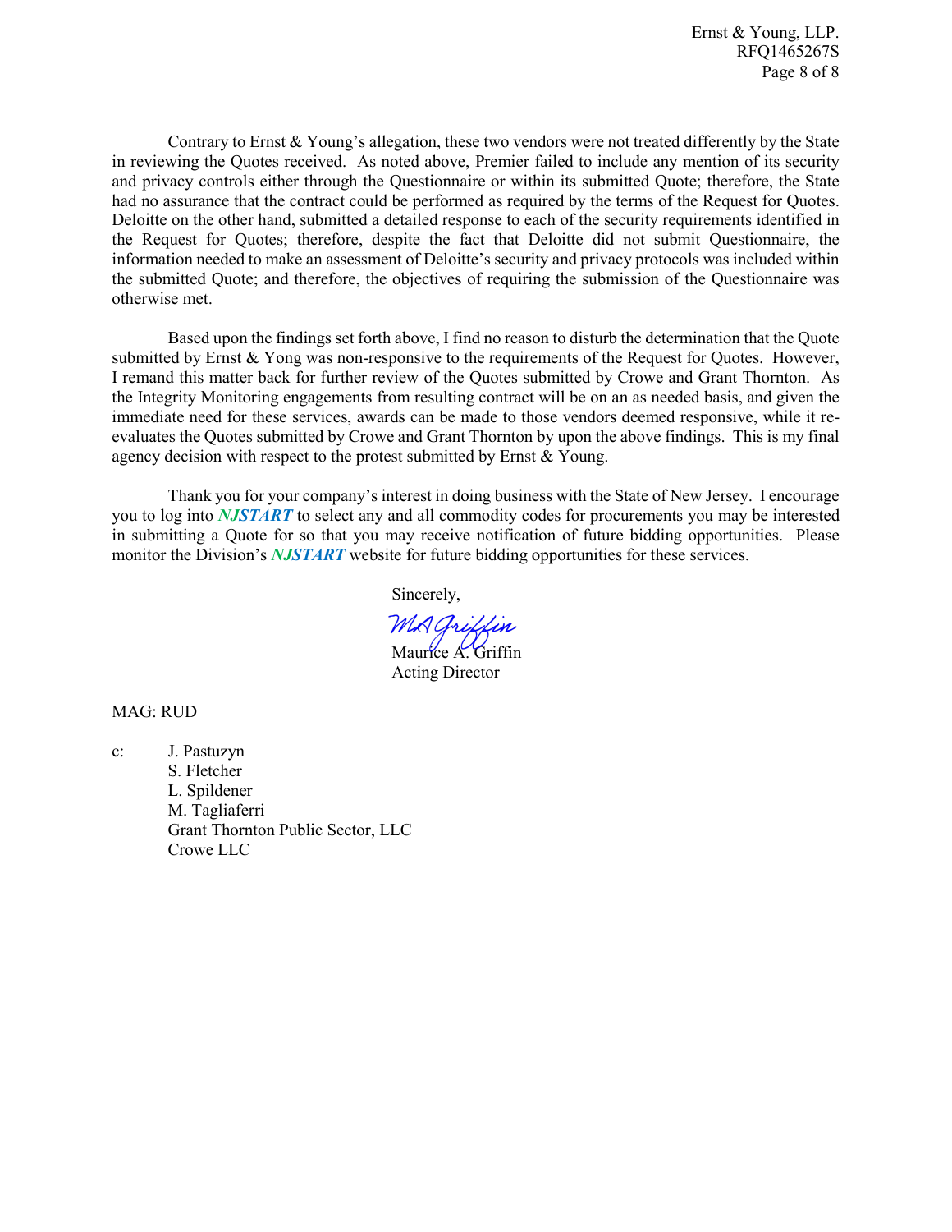Contrary to Ernst & Young's allegation, these two vendors were not treated differently by the State in reviewing the Quotes received. As noted above, Premier failed to include any mention of its security and privacy controls either through the Questionnaire or within its submitted Quote; therefore, the State had no assurance that the contract could be performed as required by the terms of the Request for Quotes. Deloitte on the other hand, submitted a detailed response to each of the security requirements identified in the Request for Quotes; therefore, despite the fact that Deloitte did not submit Questionnaire, the information needed to make an assessment of Deloitte's security and privacy protocols was included within the submitted Quote; and therefore, the objectives of requiring the submission of the Questionnaire was otherwise met.

Based upon the findings set forth above, I find no reason to disturb the determination that the Quote submitted by Ernst & Yong was non-responsive to the requirements of the Request for Quotes. However, I remand this matter back for further review of the Quotes submitted by Crowe and Grant Thornton. As the Integrity Monitoring engagements from resulting contract will be on an as needed basis, and given the immediate need for these services, awards can be made to those vendors deemed responsive, while it re-evaluates the Quotes submitted by Crowe and Grant Thornton by upon the above findings. This is my final agency decision with respect to the protest submitted by Ernst & Young.

Thank you for your company's interest in doing business with the State of New Jersey. I encourage you to log into ***NJSTART*** to select any and all commodity codes for procurements you may be interested in submitting a Quote for so that you may receive notification of future bidding opportunities. Please monitor the Division's ***NJSTART*** website for future bidding opportunities for these services.

Sincerely,

MA Griffin

Maurice A. Griffin
Acting Director

MAG: RUD

c: J. Pastuzyn
S. Fletcher
L. Spildener
M. Tagliaferri
Grant Thornton Public Sector, LLC
Crowe LLC